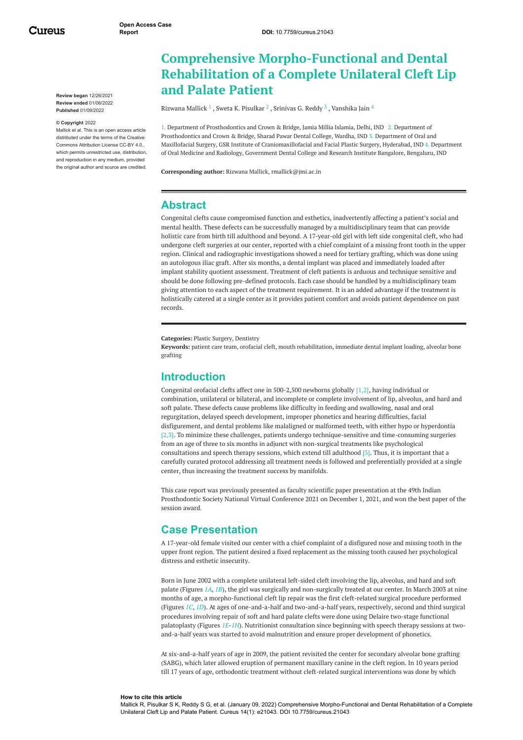# Comprehensive Morpho-Functional and Dental Rehabilitation of a Complete Unilateral Cleft Lip and Palate Patient

Rizwana Mallick [1] , Sweta K. Pisulkar [2] , Srinivas G. Reddy [3] , Vanshika Jain [4]

1. Department of Prosthodontics and Crown & Bridge, Jamia Millia Islamia, Delhi, IND 2. Department of Prosthodontics and Crown & Bridge, Sharad Pawar Dental College, Wardha, IND 3. Department of Oral and Maxillofacial Surgery, GSR Institute of Craniomaxillofacial and Facial Plastic Surgery, Hyderabad, IND 4. Department of Oral Medicine and Radiology, Government Dental College and Research Institute Bangalore, Bengaluru, IND

**Corresponding author:** Rizwana Mallick, rmallick@jmi.ac.in

**Review began** 12/26/2021
**Review ended** 01/06/2022
**Published** 01/09/2022

**© Copyright** 2022

Mallick et al. This is an open access article distributed under the terms of the Creative Commons Attribution License CC-BY 4.0., which permits unrestricted use, distribution, and reproduction in any medium, provided the original author and source are credited.

## Abstract

Congenital clefts cause compromised function and esthetics, inadvertently affecting a patient's social and mental health. These defects can be successfully managed by a multidisciplinary team that can provide holistic care from birth till adulthood and beyond. A 17-year-old girl with left side congenital cleft, who had undergone cleft surgeries at our center, reported with a chief complaint of a missing front tooth in the upper region. Clinical and radiographic investigations showed a need for tertiary grafting, which was done using an autologous iliac graft. After six months, a dental implant was placed and immediately loaded after implant stability quotient assessment. Treatment of cleft patients is arduous and technique sensitive and should be done following pre-defined protocols. Each case should be handled by a multidisciplinary team giving attention to each aspect of the treatment requirement. It is an added advantage if the treatment is holistically catered at a single center as it provides patient comfort and avoids patient dependence on past records.

**Categories:** Plastic Surgery, Dentistry
**Keywords:** patient care team, orofacial cleft, mouth rehabilitation, immediate dental implant loading, alveolar bone grafting

## Introduction

Congenital orofacial clefts affect one in 500-2,500 newborns globally [1,2], having individual or combination, unilateral or bilateral, and incomplete or complete involvement of lip, alveolus, and hard and soft palate. These defects cause problems like difficulty in feeding and swallowing, nasal and oral regurgitation, delayed speech development, improper phonetics and hearing difficulties, facial disfigurement, and dental problems like malaligned or malformed teeth, with either hypo or hyperdontia [2,3]. To minimize these challenges, patients undergo technique-sensitive and time-consuming surgeries from an age of three to six months in adjunct with non-surgical treatments like psychological consultations and speech therapy sessions, which extend till adulthood [3]. Thus, it is important that a carefully curated protocol addressing all treatment needs is followed and preferentially provided at a single center, thus increasing the treatment success by manifolds.

This case report was previously presented as faculty scientific paper presentation at the 49th Indian Prosthodontic Society National Virtual Conference 2021 on December 1, 2021, and won the best paper of the session award.

## Case Presentation

A 17-year-old female visited our center with a chief complaint of a disfigured nose and missing tooth in the upper front region. The patient desired a fixed replacement as the missing tooth caused her psychological distress and esthetic insecurity.

Born in June 2002 with a complete unilateral left-sided cleft involving the lip, alveolus, and hard and soft palate (Figures *1A*, *1B*), the girl was surgically and non-surgically treated at our center. In March 2003 at nine months of age, a morpho-functional cleft lip repair was the first cleft-related surgical procedure performed (Figures *1C*, *1D*). At ages of one-and-a-half and two-and-a-half years, respectively, second and third surgical procedures involving repair of soft and hard palate clefts were done using Delaire two-stage functional palatoplasty (Figures *1E*-*1H*). Nutritionist consultation since beginning with speech therapy sessions at two-and-a-half years was started to avoid malnutrition and ensure proper development of phonetics.

At six-and-a-half years of age in 2009, the patient revisited the center for secondary alveolar bone grafting (SABG), which later allowed eruption of permanent maxillary canine in the cleft region. In 10 years period till 17 years of age, orthodontic treatment without cleft-related surgical interventions was done by which

**How to cite this article**
Mallick R, Pisulkar S K, Reddy S G, et al. (January 09, 2022) Comprehensive Morpho-Functional and Dental Rehabilitation of a Complete Unilateral Cleft Lip and Palate Patient. Cureus 14(1): e21043. DOI 10.7759/cureus.21043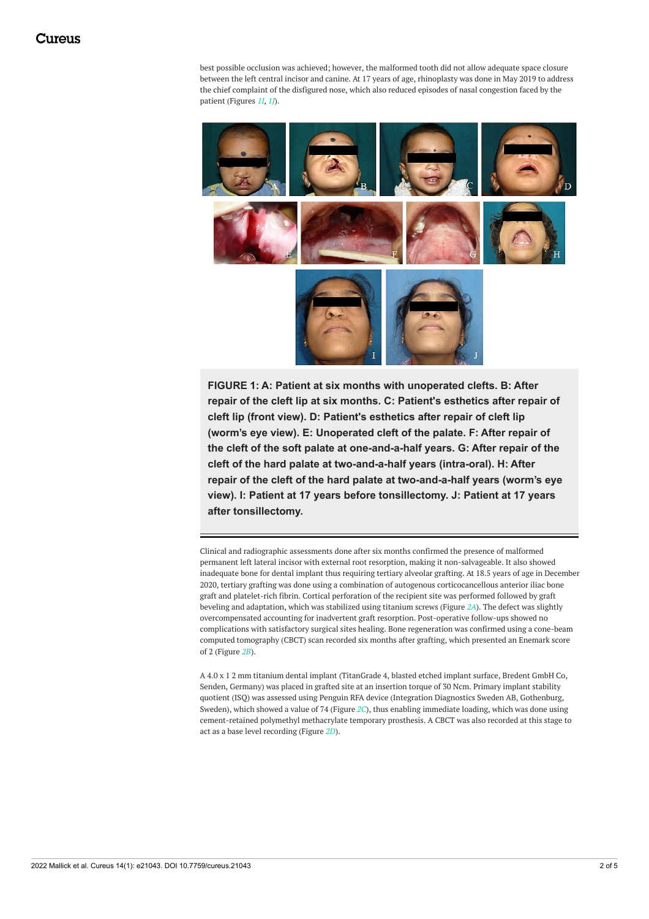best possible occlusion was achieved; however, the malformed tooth did not allow adequate space closure between the left central incisor and canine. At 17 years of age, rhinoplasty was done in May 2019 to address the chief complaint of the disfigured nose, which also reduced episodes of nasal congestion faced by the patient (Figures 1I, 1J).

**FIGURE 1: A: Patient at six months with unoperated clefts. B: After repair of the cleft lip at six months. C: Patient's esthetics after repair of cleft lip (front view). D: Patient's esthetics after repair of cleft lip (worm's eye view). E: Unoperated cleft of the palate. F: After repair of the cleft of the soft palate at one-and-a-half years. G: After repair of the cleft of the hard palate at two-and-a-half years (intra-oral). H: After repair of the cleft of the hard palate at two-and-a-half years (worm's eye view). I: Patient at 17 years before tonsillectomy. J: Patient at 17 years after tonsillectomy.**

Clinical and radiographic assessments done after six months confirmed the presence of malformed permanent left lateral incisor with external root resorption, making it non-salvageable. It also showed inadequate bone for dental implant thus requiring tertiary alveolar grafting. At 18.5 years of age in December 2020, tertiary grafting was done using a combination of autogenous corticocancellous anterior iliac bone graft and platelet-rich fibrin. Cortical perforation of the recipient site was performed followed by graft beveling and adaptation, which was stabilized using titanium screws (Figure 2A). The defect was slightly overcompensated accounting for inadvertent graft resorption. Post-operative follow-ups showed no complications with satisfactory surgical sites healing. Bone regeneration was confirmed using a cone-beam computed tomography (CBCT) scan recorded six months after grafting, which presented an Enemark score of 2 (Figure 2B).

A 4.0 x 1 2 mm titanium dental implant (TitanGrade 4, blasted etched implant surface, Bredent GmbH Co, Senden, Germany) was placed in grafted site at an insertion torque of 30 Ncm. Primary implant stability quotient (ISQ) was assessed using Penguin RFA device (Integration Diagnostics Sweden AB, Gothenburg, Sweden), which showed a value of 74 (Figure 2C), thus enabling immediate loading, which was done using cement-retained polymethyl methacrylate temporary prosthesis. A CBCT was also recorded at this stage to act as a base level recording (Figure 2D).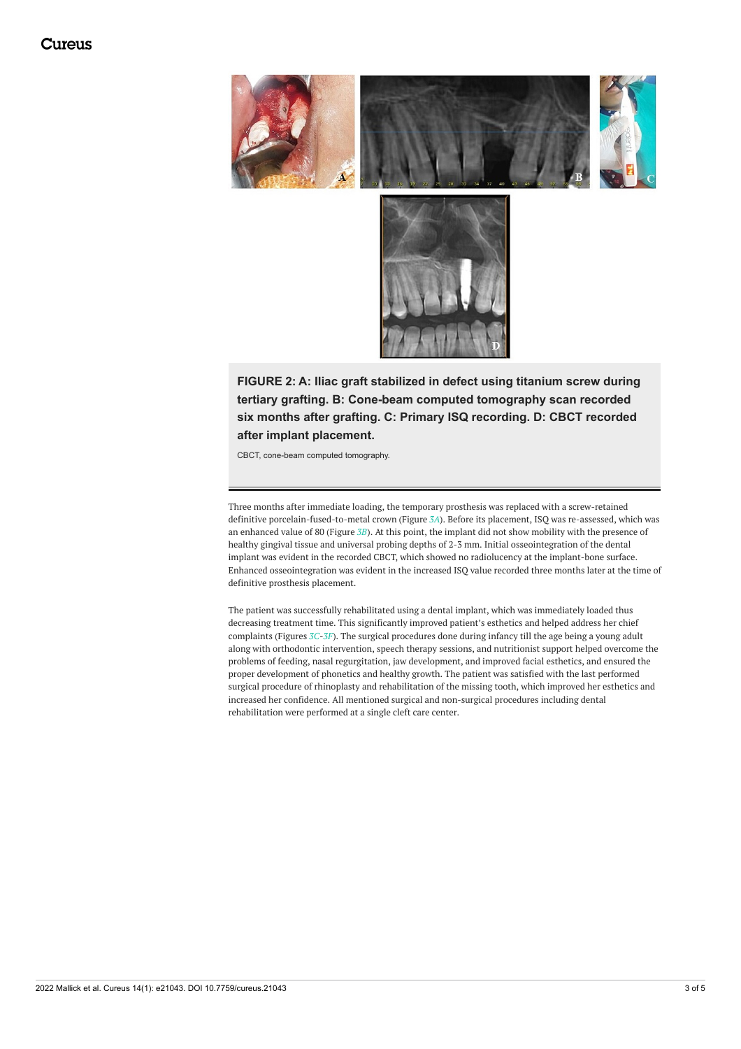**FIGURE 2: A: Iliac graft stabilized in defect using titanium screw during tertiary grafting. B: Cone-beam computed tomography scan recorded six months after grafting. C: Primary ISQ recording. D: CBCT recorded after implant placement.**

CBCT, cone-beam computed tomography.

Three months after immediate loading, the temporary prosthesis was replaced with a screw-retained definitive porcelain-fused-to-metal crown (Figure 3A). Before its placement, ISQ was re-assessed, which was an enhanced value of 80 (Figure 3B). At this point, the implant did not show mobility with the presence of healthy gingival tissue and universal probing depths of 2-3 mm. Initial osseointegration of the dental implant was evident in the recorded CBCT, which showed no radiolucency at the implant-bone surface. Enhanced osseointegration was evident in the increased ISQ value recorded three months later at the time of definitive prosthesis placement.

The patient was successfully rehabilitated using a dental implant, which was immediately loaded thus decreasing treatment time. This significantly improved patient's esthetics and helped address her chief complaints (Figures 3C-3F). The surgical procedures done during infancy till the age being a young adult along with orthodontic intervention, speech therapy sessions, and nutritionist support helped overcome the problems of feeding, nasal regurgitation, jaw development, and improved facial esthetics, and ensured the proper development of phonetics and healthy growth. The patient was satisfied with the last performed surgical procedure of rhinoplasty and rehabilitation of the missing tooth, which improved her esthetics and increased her confidence. All mentioned surgical and non-surgical procedures including dental rehabilitation were performed at a single cleft care center.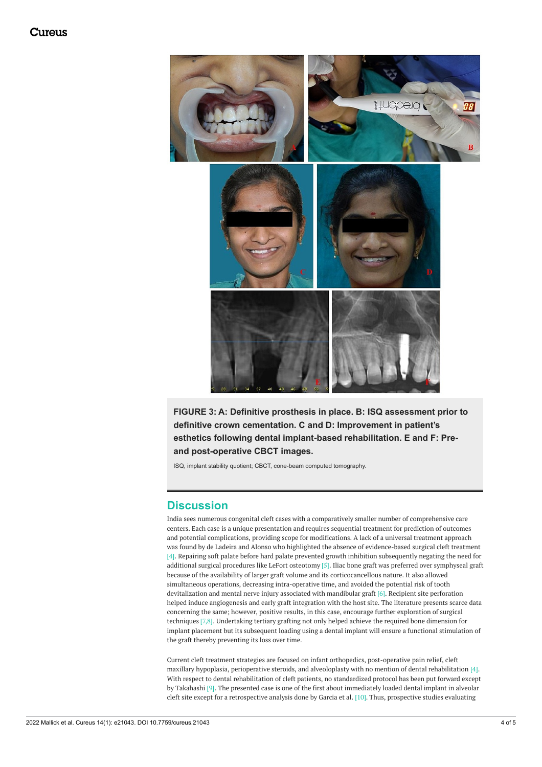**FIGURE 3: A: Definitive prosthesis in place. B: ISQ assessment prior to definitive crown cementation. C and D: Improvement in patient's esthetics following dental implant-based rehabilitation. E and F: Pre- and post-operative CBCT images.**

ISQ, implant stability quotient; CBCT, cone-beam computed tomography.

## Discussion

India sees numerous congenital cleft cases with a comparatively smaller number of comprehensive care centers. Each case is a unique presentation and requires sequential treatment for prediction of outcomes and potential complications, providing scope for modifications. A lack of a universal treatment approach was found by de Ladeira and Alonso who highlighted the absence of evidence-based surgical cleft treatment [4]. Repairing soft palate before hard palate prevented growth inhibition subsequently negating the need for additional surgical procedures like LeFort osteotomy [5]. Iliac bone graft was preferred over symphyseal graft because of the availability of larger graft volume and its corticocancellous nature. It also allowed simultaneous operations, decreasing intra-operative time, and avoided the potential risk of tooth devitalization and mental nerve injury associated with mandibular graft [6]. Recipient site perforation helped induce angiogenesis and early graft integration with the host site. The literature presents scarce data concerning the same; however, positive results, in this case, encourage further exploration of surgical techniques [7,8]. Undertaking tertiary grafting not only helped achieve the required bone dimension for implant placement but its subsequent loading using a dental implant will ensure a functional stimulation of the graft thereby preventing its loss over time.

Current cleft treatment strategies are focused on infant orthopedics, post-operative pain relief, cleft maxillary hypoplasia, perioperative steroids, and alveoloplasty with no mention of dental rehabilitation [4]. With respect to dental rehabilitation of cleft patients, no standardized protocol has been put forward except by Takahashi [9]. The presented case is one of the first about immediately loaded dental implant in alveolar cleft site except for a retrospective analysis done by Garcia et al. [10]. Thus, prospective studies evaluating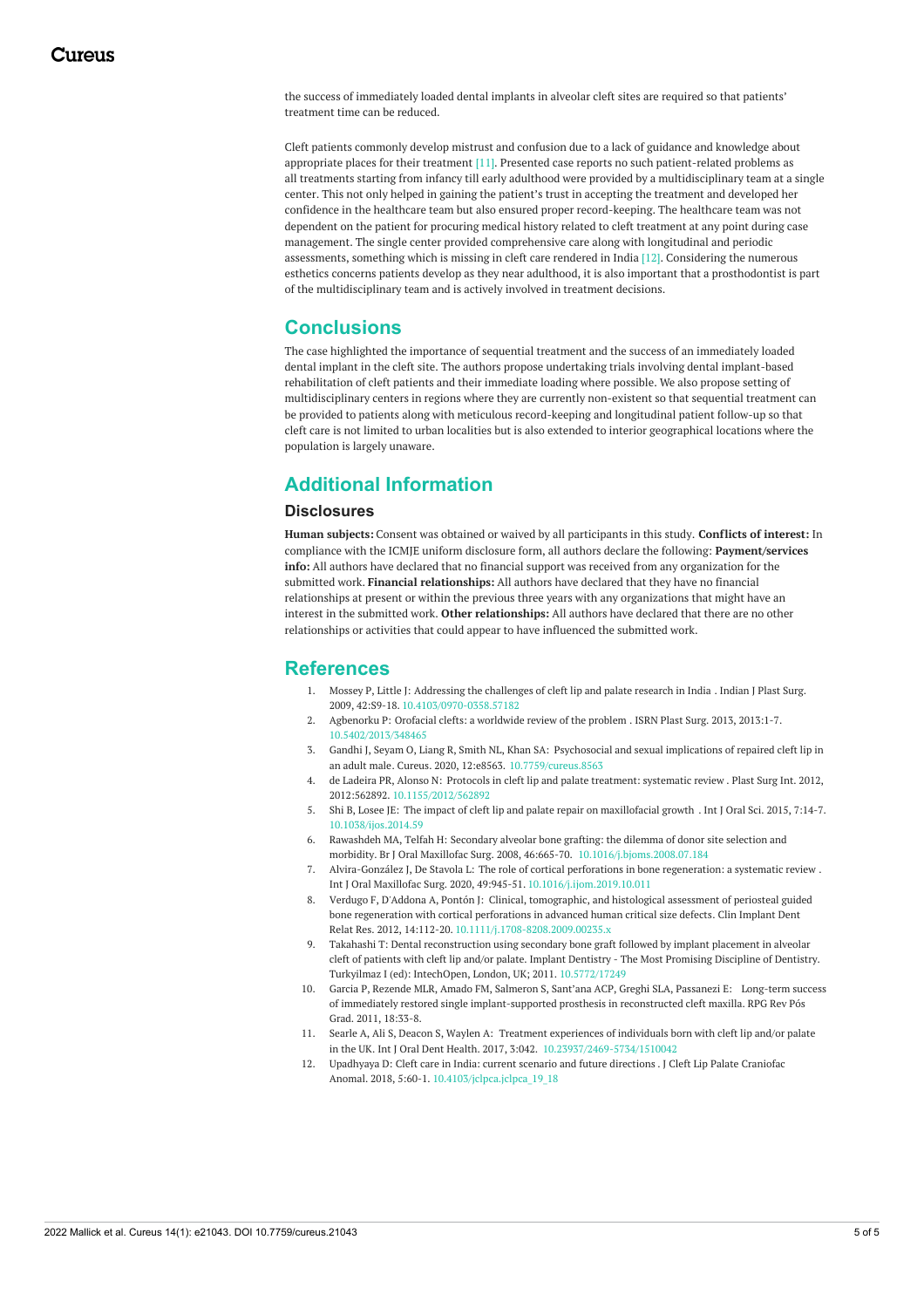the success of immediately loaded dental implants in alveolar cleft sites are required so that patients' treatment time can be reduced.

Cleft patients commonly develop mistrust and confusion due to a lack of guidance and knowledge about appropriate places for their treatment [11]. Presented case reports no such patient-related problems as all treatments starting from infancy till early adulthood were provided by a multidisciplinary team at a single center. This not only helped in gaining the patient's trust in accepting the treatment and developed her confidence in the healthcare team but also ensured proper record-keeping. The healthcare team was not dependent on the patient for procuring medical history related to cleft treatment at any point during case management. The single center provided comprehensive care along with longitudinal and periodic assessments, something which is missing in cleft care rendered in India [12]. Considering the numerous esthetics concerns patients develop as they near adulthood, it is also important that a prosthodontist is part of the multidisciplinary team and is actively involved in treatment decisions.

## Conclusions

The case highlighted the importance of sequential treatment and the success of an immediately loaded dental implant in the cleft site. The authors propose undertaking trials involving dental implant-based rehabilitation of cleft patients and their immediate loading where possible. We also propose setting of multidisciplinary centers in regions where they are currently non-existent so that sequential treatment can be provided to patients along with meticulous record-keeping and longitudinal patient follow-up so that cleft care is not limited to urban localities but is also extended to interior geographical locations where the population is largely unaware.

## Additional Information

### Disclosures

**Human subjects:** Consent was obtained or waived by all participants in this study. **Conflicts of interest:** In compliance with the ICMJE uniform disclosure form, all authors declare the following: **Payment/services info:** All authors have declared that no financial support was received from any organization for the submitted work. **Financial relationships:** All authors have declared that they have no financial relationships at present or within the previous three years with any organizations that might have an interest in the submitted work. **Other relationships:** All authors have declared that there are no other relationships or activities that could appear to have influenced the submitted work.

## References

1. Mossey P, Little J: Addressing the challenges of cleft lip and palate research in India . Indian J Plast Surg. 2009, 42:S9-18. 10.4103/0970-0358.57182
2. Agbenorku P: Orofacial clefts: a worldwide review of the problem . ISRN Plast Surg. 2013, 2013:1-7. 10.5402/2013/348465
3. Gandhi J, Seyam O, Liang R, Smith NL, Khan SA: Psychosocial and sexual implications of repaired cleft lip in an adult male. Cureus. 2020, 12:e8563. 10.7759/cureus.8563
4. de Ladeira PR, Alonso N: Protocols in cleft lip and palate treatment: systematic review . Plast Surg Int. 2012, 2012:562892. 10.1155/2012/562892
5. Shi B, Losee JE: The impact of cleft lip and palate repair on maxillofacial growth . Int J Oral Sci. 2015, 7:14-7. 10.1038/ijos.2014.59
6. Rawashdeh MA, Telfah H: Secondary alveolar bone grafting: the dilemma of donor site selection and morbidity. Br J Oral Maxillofac Surg. 2008, 46:665-70. 10.1016/j.bjoms.2008.07.184
7. Alvira-González J, De Stavola L: The role of cortical perforations in bone regeneration: a systematic review . Int J Oral Maxillofac Surg. 2020, 49:945-51. 10.1016/j.ijom.2019.10.011
8. Verdugo F, D'Addona A, Pontón J: Clinical, tomographic, and histological assessment of periosteal guided bone regeneration with cortical perforations in advanced human critical size defects. Clin Implant Dent Relat Res. 2012, 14:112-20. 10.1111/j.1708-8208.2009.00235.x
9. Takahashi T: Dental reconstruction using secondary bone graft followed by implant placement in alveolar cleft of patients with cleft lip and/or palate. Implant Dentistry - The Most Promising Discipline of Dentistry. Turkyilmaz I (ed): IntechOpen, London, UK; 2011. 10.5772/17249
10. Garcia P, Rezende MLR, Amado FM, Salmeron S, Sant'ana ACP, Greghi SLA, Passanezi E: Long-term success of immediately restored single implant-supported prosthesis in reconstructed cleft maxilla. RPG Rev Pós Grad. 2011, 18:33-8.
11. Searle A, Ali S, Deacon S, Waylen A: Treatment experiences of individuals born with cleft lip and/or palate in the UK. Int J Oral Dent Health. 2017, 3:042. 10.23937/2469-5734/1510042
12. Upadhyaya D: Cleft care in India: current scenario and future directions . J Cleft Lip Palate Craniofac Anomal. 2018, 5:60-1. 10.4103/jclpca.jclpca_19_18